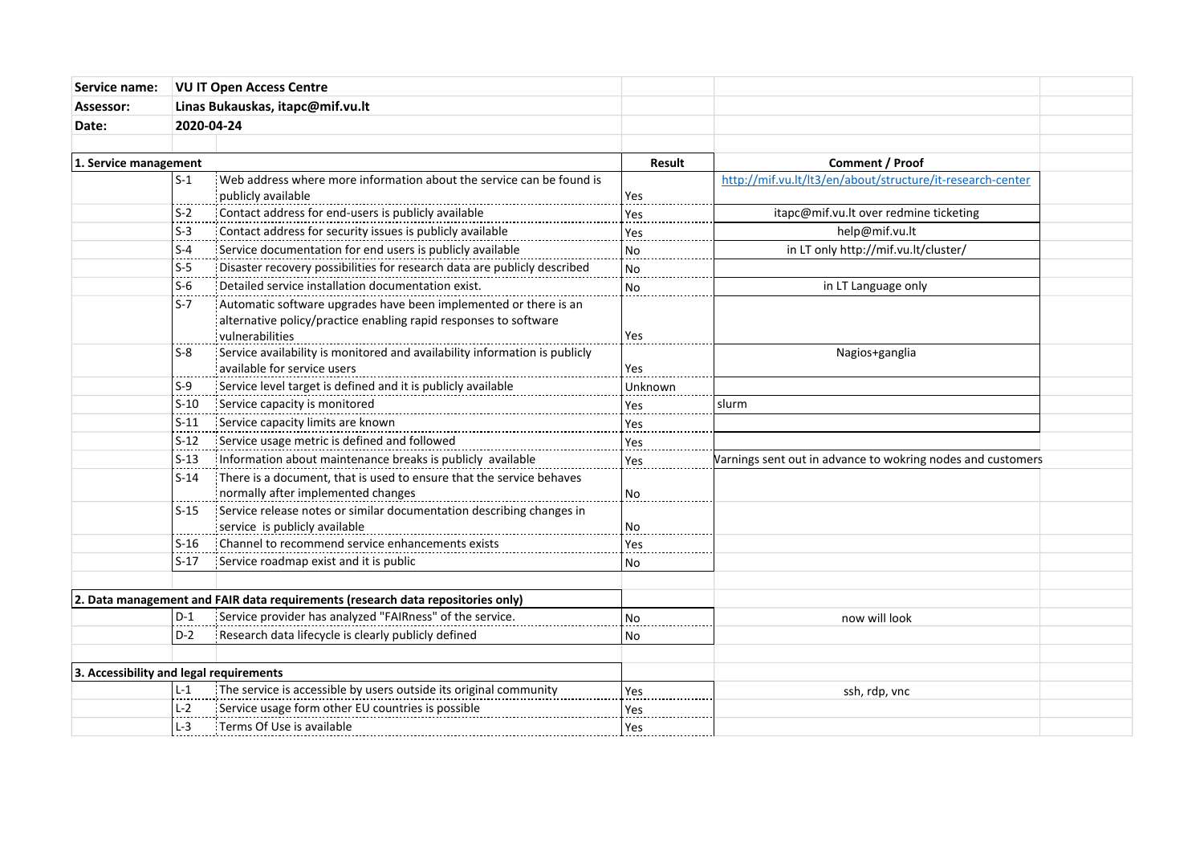| | | |
|---|---|---|
| **Service name:** | **VU IT Open Access Centre** | |
| **Assessor:** | **Linas Bukauskas, itapc@mif.vu.lt** | |
| **Date:** | **2020-04-24** | |

| **1. Service management** | | | **Result** | **Comment / Proof** |
|---|---|---|---|---|
| | S-1 | Web address where more information about the service can be found is publicly available | Yes | http://mif.vu.lt/lt3/en/about/structure/it-research-center |
| | S-2 | Contact address for end-users is publicly available | Yes | itapc@mif.vu.lt over redmine ticketing |
| | S-3 | Contact address for security issues is publicly available | Yes | help@mif.vu.lt |
| | S-4 | Service documentation for end users is publicly available | No | in LT only http://mif.vu.lt/cluster/ |
| | S-5 | Disaster recovery possibilities for research data are publicly described | No | |
| | S-6 | Detailed service installation documentation exist. | No | in LT Language only |
| | S-7 | Automatic software upgrades have been implemented or there is an alternative policy/practice enabling rapid responses to software vulnerabilities | Yes | |
| | S-8 | Service availability is monitored and availability information is publicly available for service users | Yes | Nagios+ganglia |
| | S-9 | Service level target is defined and it is publicly available | Unknown | |
| | S-10 | Service capacity is monitored | Yes | slurm |
| | S-11 | Service capacity limits are known | Yes | |
| | S-12 | Service usage metric is defined and followed | Yes | |
| | S-13 | Information about maintenance breaks is publicly available | Yes | Varnings sent out in advance to wokring nodes and customers |
| | S-14 | There is a document, that is used to ensure that the service behaves normally after implemented changes | No | |
| | S-15 | Service release notes or similar documentation describing changes in service is publicly available | No | |
| | S-16 | Channel to recommend service enhancements exists | Yes | |
| | S-17 | Service roadmap exist and it is public | No | |

| **2. Data management and FAIR data requirements (research data repositories only)** | | | | |
|---|---|---|---|---|
| | D-1 | Service provider has analyzed "FAIRness" of the service. | No | now will look |
| | D-2 | Research data lifecycle is clearly publicly defined | No | |

| **3. Accessibility and legal requirements** | | | | |
|---|---|---|---|---|
| | L-1 | The service is accessible by users outside its original community | Yes | ssh, rdp, vnc |
| | L-2 | Service usage form other EU countries is possible | Yes | |
| | L-3 | Terms Of Use is available | Yes | |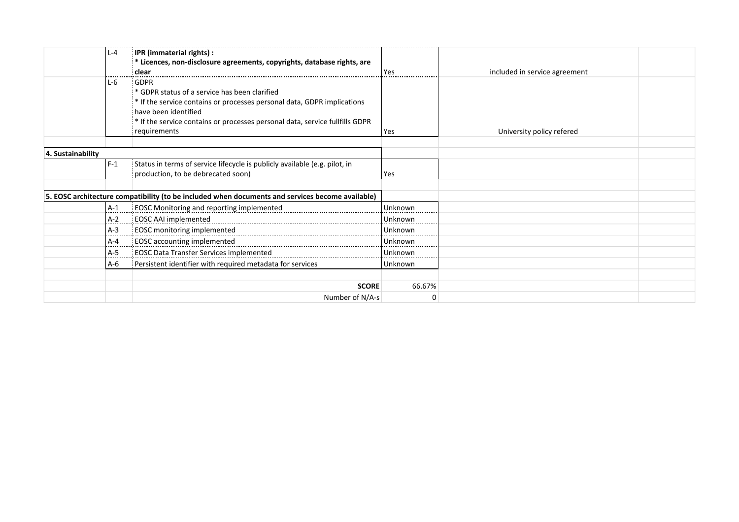| | | | | | |
|---|---|---|---|---|---|
| | L-4 | **IPR (immaterial rights) :**<br>**\* Licences, non-disclosure agreements, copyrights, database rights, are clear** | Yes | included in service agreement | |
| | L-6 | GDPR<br>* GDPR status of a service has been clarified<br>* If the service contains or processes personal data, GDPR implications have been identified<br>* If the service contains or processes personal data, service fullfills GDPR requirements | Yes | University policy refered | |
| | | | | | |
| **4. Sustainability** | | | | | |
| | F-1 | Status in terms of service lifecycle is publicly available (e.g. pilot, in production, to be debrecated soon) | Yes | | |
| | | | | | |
| **5. EOSC architecture compatibility (to be included when documents and services become available)** | | | | | |
| | A-1 | EOSC Monitoring and reporting implemented | Unknown | | |
| | A-2 | EOSC AAI implemented | Unknown | | |
| | A-3 | EOSC monitoring implemented | Unknown | | |
| | A-4 | EOSC accounting implemented | Unknown | | |
| | A-5 | EOSC Data Transfer Services implemented | Unknown | | |
| | A-6 | Persistent identifier with required metadata for services | Unknown | | |
| | | | | | |
| | | **SCORE** | 66.67% | | |
| | | Number of N/A-s | 0 | | |